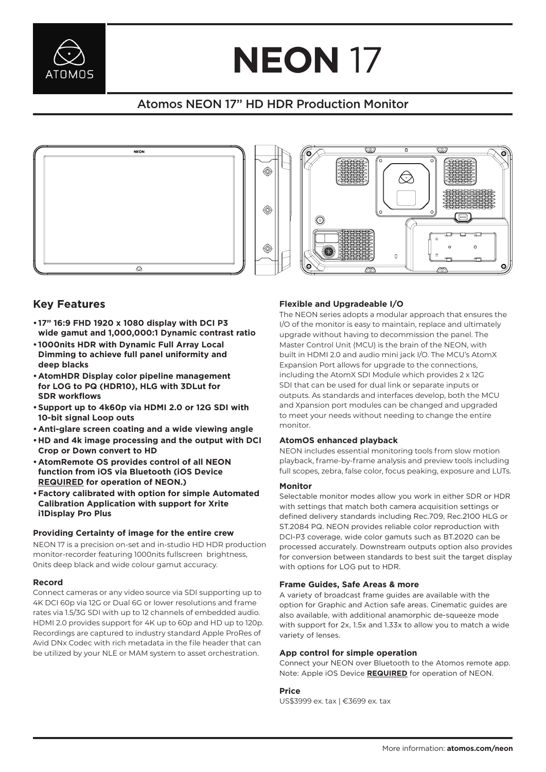# NEON 17

## Atomos NEON 17" HD HDR Production Monitor

## Key Features

- **17" 16:9 FHD 1920 x 1080 display with DCI P3 wide gamut and 1,000,000:1 Dynamic contrast ratio**
- **1000nits HDR with Dynamic Full Array Local Dimming to achieve full panel uniformity and deep blacks**
- **AtomHDR Display color pipeline management for LOG to PQ (HDR10), HLG with 3DLut for SDR workflows**
- **Support up to 4k60p via HDMI 2.0 or 12G SDI with 10-bit signal Loop outs**
- **Anti-glare screen coating and a wide viewing angle**
- **HD and 4k image processing and the output with DCI Crop or Down convert to HD**
- **AtomRemote OS provides control of all NEON function from iOS via Bluetooth (iOS Device <u>REQUIRED</u> for operation of NEON.)**
- **Factory calibrated with option for simple Automated Calibration Application with support for Xrite i1Display Pro Plus**

### Providing Certainty of image for the entire crew

NEON 17 is a precision on-set and in-studio HD HDR production monitor-recorder featuring 1000nits fullscreen brightness, 0nits deep black and wide colour gamut accuracy.

### Record

Connect cameras or any video source via SDI supporting up to 4K DCI 60p via 12G or Dual 6G or lower resolutions and frame rates via 1.5/3G SDI with up to 12 channels of embedded audio. HDMI 2.0 provides support for 4K up to 60p and HD up to 120p. Recordings are captured to industry standard Apple ProRes of Avid DNx Codec with rich metadata in the file header that can be utilized by your NLE or MAM system to asset orchestration.

### Flexible and Upgradeable I/O

The NEON series adopts a modular approach that ensures the I/O of the monitor is easy to maintain, replace and ultimately upgrade without having to decommission the panel. The Master Control Unit (MCU) is the brain of the NEON, with built in HDMI 2.0 and audio mini jack I/O. The MCU's AtomX Expansion Port allows for upgrade to the connections, including the AtomX SDI Module which provides 2 x 12G SDI that can be used for dual link or separate inputs or outputs. As standards and interfaces develop, both the MCU and Xpansion port modules can be changed and upgraded to meet your needs without needing to change the entire monitor.

### AtomOS enhanced playback

NEON includes essential monitoring tools from slow motion playback, frame-by-frame analysis and preview tools including full scopes, zebra, false color, focus peaking, exposure and LUTs.

### Monitor

Selectable monitor modes allow you work in either SDR or HDR with settings that match both camera acquisition settings or defined delivery standards including Rec.709, Rec.2100 HLG or ST.2084 PQ. NEON provides reliable color reproduction with DCI-P3 coverage, wide color gamuts such as BT.2020 can be processed accurately. Downstream outputs option also provides for conversion between standards to best suit the target display with options for LOG put to HDR.

### Frame Guides, Safe Areas & more

A variety of broadcast frame guides are available with the option for Graphic and Action safe areas. Cinematic guides are also available, with additional anamorphic de-squeeze mode with support for 2x, 1.5x and 1.33x to allow you to match a wide variety of lenses.

### App control for simple operation

Connect your NEON over Bluetooth to the Atomos remote app. Note: Apple iOS Device **<u>REQUIRED</u>** for operation of NEON.

### Price

US$3999 ex. tax | €3699 ex. tax

More information: **atomos.com/neon**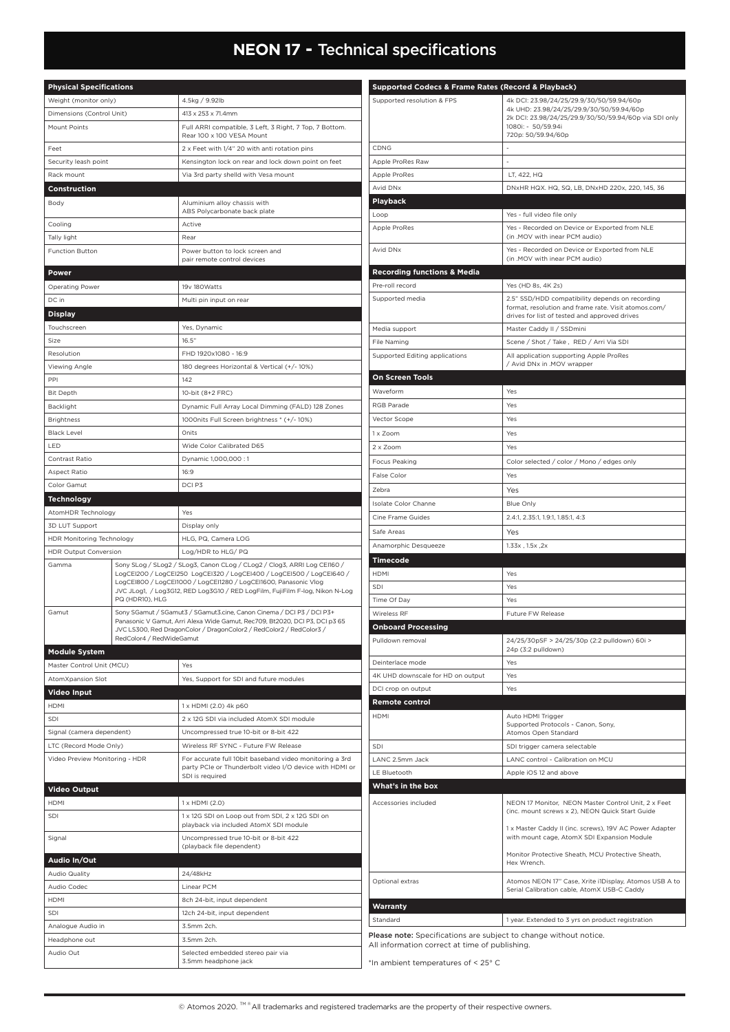# NEON 17 - Technical specifications

| Physical Specifications | |
|---|---|
| Weight (monitor only) | 4.5kg / 9.92lb |
| Dimensions (Control Unit) | 413 x 253 x 71.4mm |
| Mount Points | Full ARRI compatible, 3 Left, 3 Right, 7 Top, 7 Bottom. Rear 100 x 100 VESA Mount |
| Feet | 2 x Feet with 1/4" 20 with anti rotation pins |
| Security leash point | Kensington lock on rear and lock down point on feet |
| Rack mount | Via 3rd party shelld with Vesa mount |
| **Construction** | |
| Body | Aluminium alloy chassis with ABS Polycarbonate back plate |
| Cooling | Active |
| Tally light | Rear |
| Function Button | Power button to lock screen and pair remote control devices |
| **Power** | |
| Operating Power | 19v 180Watts |
| DC in | Multi pin input on rear |
| **Display** | |
| Touchscreen | Yes, Dynamic |
| Size | 16.5" |
| Resolution | FHD 1920x1080 - 16:9 |
| Viewing Angle | 180 degrees Horizontal & Vertical (+/- 10%) |
| PPI | 142 |
| Bit Depth | 10-bit (8+2 FRC) |
| Backlight | Dynamic Full Array Local Dimming (FALD) 128 Zones |
| Brightness | 1000nits Full Screen brightness * (+/- 10%) |
| Black Level | 0nits |
| LED | Wide Color Calibrated D65 |
| Contrast Ratio | Dynamic 1,000,000 : 1 |
| Aspect Ratio | 16:9 |
| Color Gamut | DCI P3 |
| **Technology** | |
| AtomHDR Technology | Yes |
| 3D LUT Support | Display only |
| HDR Monitoring Technology | HLG, PQ, Camera LOG |
| HDR Output Conversion | Log/HDR to HLG/ PQ |
| Gamma | Sony SLog / SLog2 / SLog3, Canon CLog / CLog2 / Clog3, ARRI Log CEI160 / LogCEI200 / LogCEI250 LogCEI320 / LogCEI400 / LogCEI500 / LogCEI640 / LogCEI800 / LogCEI1000 / LogCEI1280 / LogCEI1600, Panasonic Vlog JVC JLog1, / Log3G12, RED Log3G10 / RED LogFilm, FujiFilm F-log, Nikon N-Log PQ (HDR10), HLG |
| Gamut | Sony SGamut / SGamut3 / SGamut3.cine, Canon Cinema / DCI P3 / DCI P3+ Panasonic V Gamut, Arri Alexa Wide Gamut, Rec709, Bt2020, DCI P3, DCI p3 65 JVC LS300, Red DragonColor / DragonColor2 / RedColor2 / RedColor3 / RedColor4 / RedWideGamut |
| **Module System** | |
| Master Control Unit (MCU) | Yes |
| AtomXpansion Slot | Yes, Support for SDI and future modules |
| **Video Input** | |
| HDMI | 1 x HDMI (2.0) 4k p60 |
| SDI | 2 x 12G SDI via included AtomX SDI module |
| Signal (camera dependent) | Uncompressed true 10-bit or 8-bit 422 |
| LTC (Record Mode Only) | Wireless RF SYNC - Future FW Release |
| Video Preview Monitoring - HDR | For accurate full 10bit baseband video monitoring a 3rd party PCIe or Thunderbolt video I/O device with HDMI or SDI is required |
| **Video Output** | |
| HDMI | 1 x HDMI (2.0) |
| SDI | 1 x 12G SDI on Loop out from SDI, 2 x 12G SDI on playback via included AtomX SDI module |
| Signal | Uncompressed true 10-bit or 8-bit 422 (playback file dependent) |
| **Audio In/Out** | |
| Audio Quality | 24/48kHz |
| Audio Codec | Linear PCM |
| HDMI | 8ch 24-bit, input dependent |
| SDI | 12ch 24-bit, input dependent |
| Analogue Audio in | 3.5mm 2ch. |
| Headphone out | 3.5mm 2ch. |
| Audio Out | Selected embedded stereo pair via 3.5mm headphone jack |

| Supported Codecs & Frame Rates (Record & Playback) | |
|---|---|
| Supported resolution & FPS | 4k DCI: 23.98/24/25/29.9/30/50/59.94/60p<br>4k UHD: 23.98/24/25/29.9/30/50/59.94/60p<br>2k DCI: 23.98/24/25/29.9/30/50/59.94/60p via SDI only<br>1080i: - 50/59.94i<br>720p: 50/59.94/60p |
| CDNG | - |
| Apple ProRes Raw | - |
| Apple ProRes | LT, 422, HQ |
| Avid DNx | DNxHR HQX. HQ, SQ, LB, DNxHD 220x, 220, 145, 36 |
| **Playback** | |
| Loop | Yes - full video file only |
| Apple ProRes | Yes - Recorded on Device or Exported from NLE (in .MOV with inear PCM audio) |
| Avid DNx | Yes - Recorded on Device or Exported from NLE (in .MOV with inear PCM audio) |
| **Recording functions & Media** | |
| Pre-roll record | Yes (HD 8s, 4K 2s) |
| Supported media | 2.5" SSD/HDD compatibility depends on recording format, resolution and frame rate. Visit atomos.com/drives for list of tested and approved drives |
| Media support | Master Caddy II / SSDmini |
| File Naming | Scene / Shot / Take , RED / Arri Via SDI |
| Supported Editing applications | All application supporting Apple ProRes / Avid DNx in .MOV wrapper |
| **On Screen Tools** | |
| Waveform | Yes |
| RGB Parade | Yes |
| Vector Scope | Yes |
| 1 x Zoom | Yes |
| 2 x Zoom | Yes |
| Focus Peaking | Color selected / color / Mono / edges only |
| False Color | Yes |
| Zebra | Yes |
| Isolate Color Channe | Blue Only |
| Cine Frame Guides | 2.4:1, 2.35:1, 1.9:1, 1.85:1, 4:3 |
| Safe Areas | Yes |
| Anamorphic Desqueeze | 1.33x , 1.5x ,2x |
| **Timecode** | |
| HDMI | Yes |
| SDI | Yes |
| Time Of Day | Yes |
| Wireless RF | Future FW Release |
| **Onboard Processing** | |
| Pulldown removal | 24/25/30pSF > 24/25/30p (2:2 pulldown) 60i > 24p (3:2 pulldown) |
| Deinterlace mode | Yes |
| 4K UHD downscale for HD on output | Yes |
| DCI crop on output | Yes |
| **Remote control** | |
| HDMI | Auto HDMI Trigger<br>Supported Protocols - Canon, Sony, Atomos Open Standard |
| SDI | SDI trigger camera selectable |
| LANC 2.5mm Jack | LANC control - Calibration on MCU |
| LE Bluetooth | Apple iOS 12 and above |
| **What's in the box** | |
| Accessories included | NEON 17 Monitor, NEON Master Control Unit, 2 x Feet (inc. mount screws x 2), NEON Quick Start Guide<br><br>1 x Master Caddy II (inc. screws), 19V AC Power Adapter with mount cage, AtomX SDI Expansion Module<br><br>Monitor Protective Sheath, MCU Protective Sheath, Hex Wrench. |
| Optional extras | Atomos NEON 17" Case, Xrite i1Display, Atomos USB A to Serial Calibration cable, AtomX USB-C Caddy |
| **Warranty** | |
| Standard | 1 year. Extended to 3 yrs on product registration |

**Please note:** Specifications are subject to change without notice. All information correct at time of publishing.

*In ambient temperatures of < 25° C

© Atomos 2020. ™ ® All trademarks and registered trademarks are the property of their respective owners.